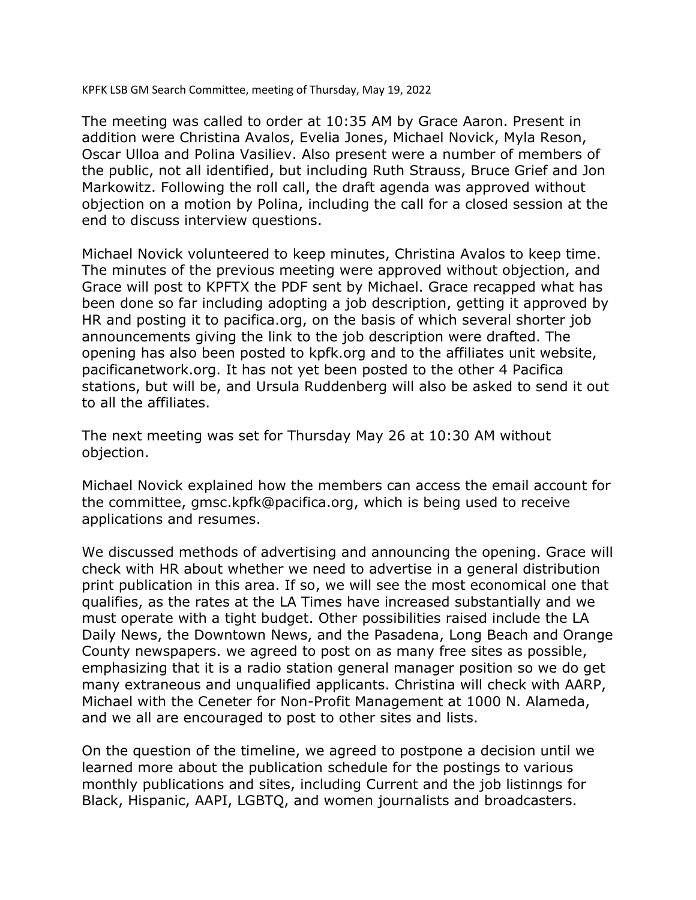KPFK LSB GM Search Committee, meeting of Thursday, May 19, 2022

The meeting was called to order at 10:35 AM by Grace Aaron. Present in addition were Christina Avalos, Evelia Jones, Michael Novick, Myla Reson, Oscar Ulloa and Polina Vasiliev. Also present were a number of members of the public, not all identified, but including Ruth Strauss, Bruce Grief and Jon Markowitz. Following the roll call, the draft agenda was approved without objection on a motion by Polina, including the call for a closed session at the end to discuss interview questions.

Michael Novick volunteered to keep minutes, Christina Avalos to keep time. The minutes of the previous meeting were approved without objection, and Grace will post to KPFTX the PDF sent by Michael. Grace recapped what has been done so far including adopting a job description, getting it approved by HR and posting it to pacifica.org, on the basis of which several shorter job announcements giving the link to the job description were drafted. The opening has also been posted to kpfk.org and to the affiliates unit website, pacificanetwork.org. It has not yet been posted to the other 4 Pacifica stations, but will be, and Ursula Ruddenberg will also be asked to send it out to all the affiliates.

The next meeting was set for Thursday May 26 at 10:30 AM without objection.

Michael Novick explained how the members can access the email account for the committee, gmsc.kpfk@pacifica.org, which is being used to receive applications and resumes.

We discussed methods of advertising and announcing the opening. Grace will check with HR about whether we need to advertise in a general distribution print publication in this area. If so, we will see the most economical one that qualifies, as the rates at the LA Times have increased substantially and we must operate with a tight budget. Other possibilities raised include the LA Daily News, the Downtown News, and the Pasadena, Long Beach and Orange County newspapers. we agreed to post on as many free sites as possible, emphasizing that it is a radio station general manager position so we do get many extraneous and unqualified applicants. Christina will check with AARP, Michael with the Ceneter for Non-Profit Management at 1000 N. Alameda, and we all are encouraged to post to other sites and lists.

On the question of the timeline, we agreed to postpone a decision until we learned more about the publication schedule for the postings to various monthly publications and sites, including Current and the job listinngs for Black, Hispanic, AAPI, LGBTQ, and women journalists and broadcasters.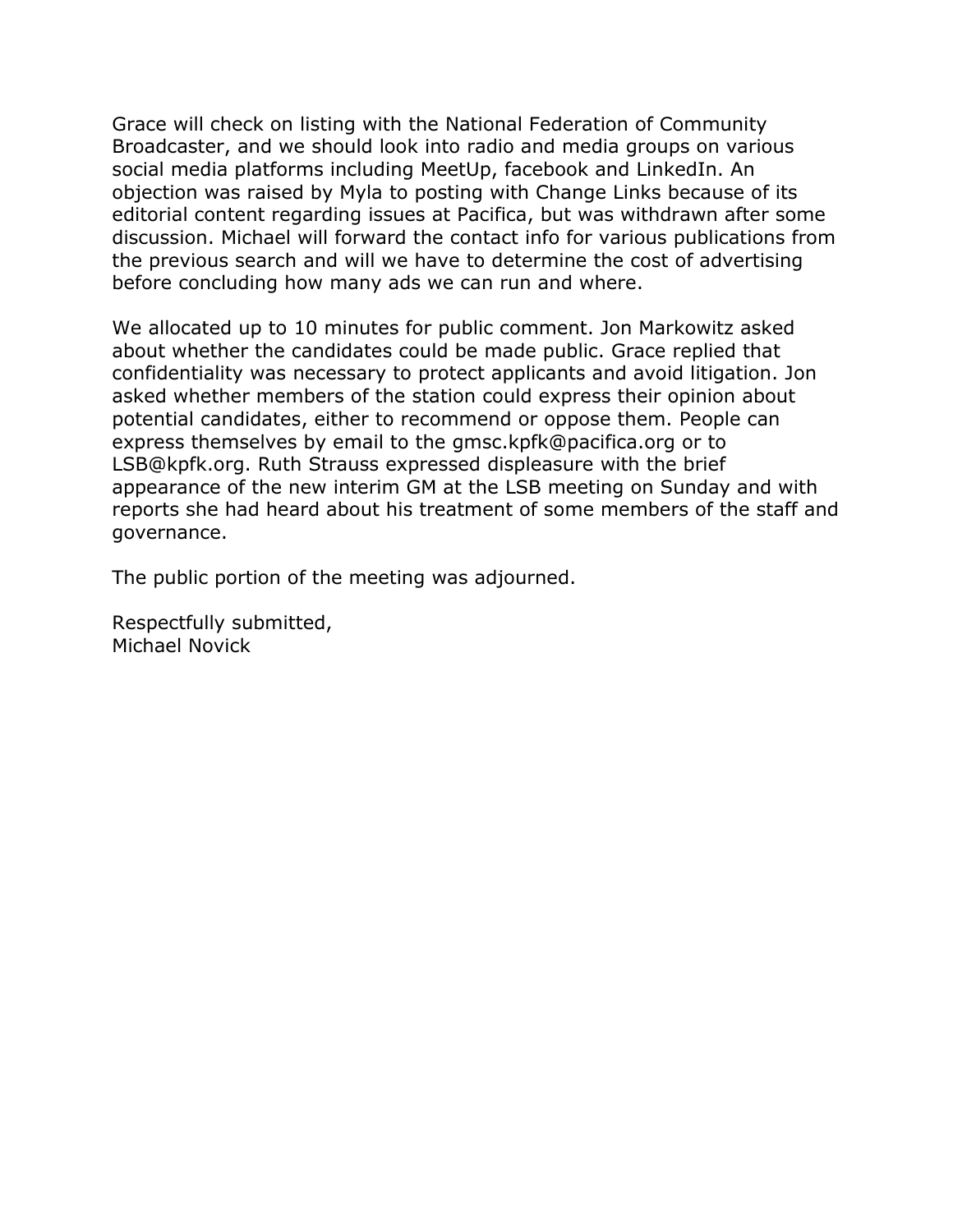Grace will check on listing with the National Federation of Community Broadcaster, and we should look into radio and media groups on various social media platforms including MeetUp, facebook and LinkedIn. An objection was raised by Myla to posting with Change Links because of its editorial content regarding issues at Pacifica, but was withdrawn after some discussion. Michael will forward the contact info for various publications from the previous search and will we have to determine the cost of advertising before concluding how many ads we can run and where.

We allocated up to 10 minutes for public comment. Jon Markowitz asked about whether the candidates could be made public. Grace replied that confidentiality was necessary to protect applicants and avoid litigation. Jon asked whether members of the station could express their opinion about potential candidates, either to recommend or oppose them. People can express themselves by email to the gmsc.kpfk@pacifica.org or to LSB@kpfk.org. Ruth Strauss expressed displeasure with the brief appearance of the new interim GM at the LSB meeting on Sunday and with reports she had heard about his treatment of some members of the staff and governance.

The public portion of the meeting was adjourned.

Respectfully submitted,
Michael Novick